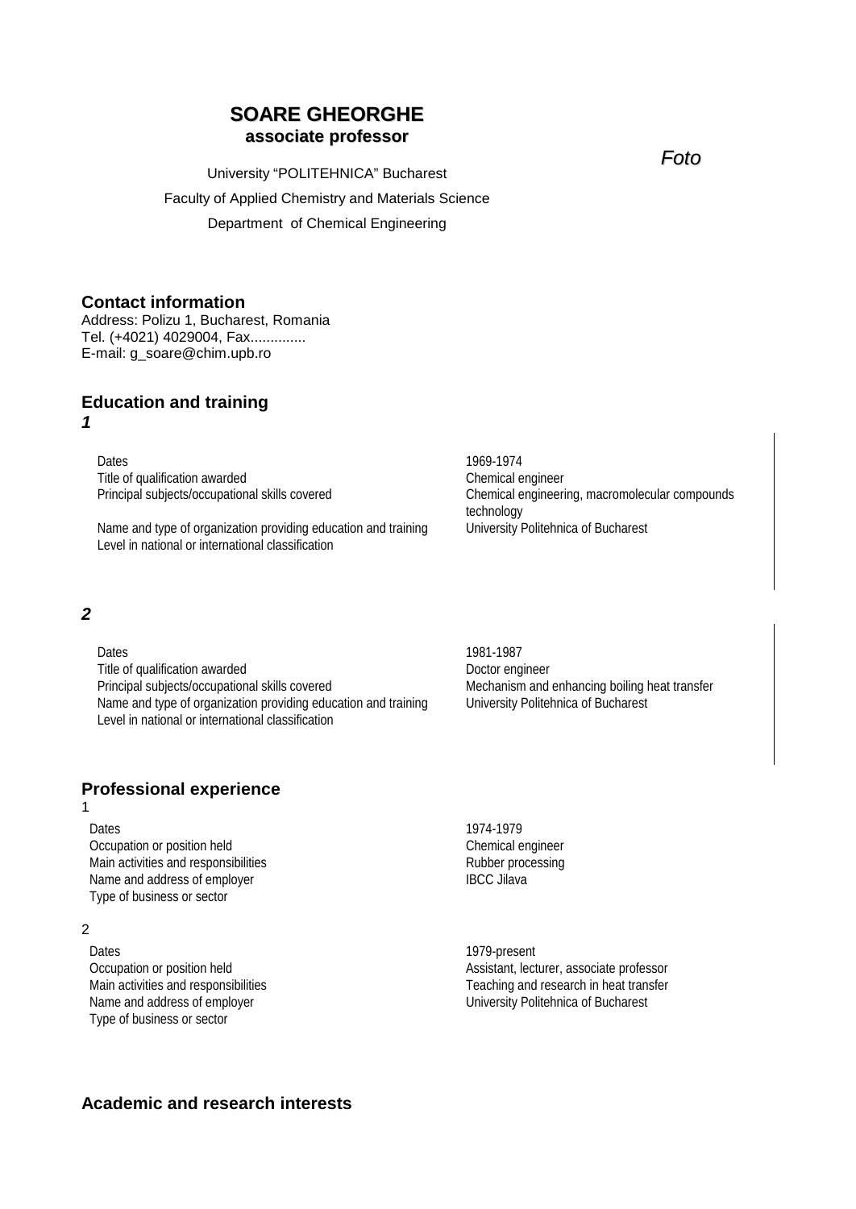# SOARE GHEORGHE
**associate professor**

*Foto*

University "POLITEHNICA" Bucharest

Faculty of Applied Chemistry and Materials Science

Department of Chemical Engineering

## Contact information

Address: Polizu 1, Bucharest, Romania
Tel. (+4021) 4029004, Fax..............
E-mail: g_soare@chim.upb.ro

## Education and training

***1***

| | |
|---|---|
| Dates | 1969-1974 |
| Title of qualification awarded | Chemical engineer |
| Principal subjects/occupational skills covered | Chemical engineering, macromolecular compounds technology |
| Name and type of organization providing education and training | University Politehnica of Bucharest |
| Level in national or international classification | |

***2***

| | |
|---|---|
| Dates | 1981-1987 |
| Title of qualification awarded | Doctor engineer |
| Principal subjects/occupational skills covered | Mechanism and enhancing boiling heat transfer |
| Name and type of organization providing education and training | University Politehnica of Bucharest |
| Level in national or international classification | |

## Professional experience

1

| | |
|---|---|
| Dates | 1974-1979 |
| Occupation or position held | Chemical engineer |
| Main activities and responsibilities | Rubber processing |
| Name and address of employer | IBCC Jilava |
| Type of business or sector | |

2

| | |
|---|---|
| Dates | 1979-present |
| Occupation or position held | Assistant, lecturer, associate professor |
| Main activities and responsibilities | Teaching and research in heat transfer |
| Name and address of employer | University Politehnica of Bucharest |
| Type of business or sector | |

## Academic and research interests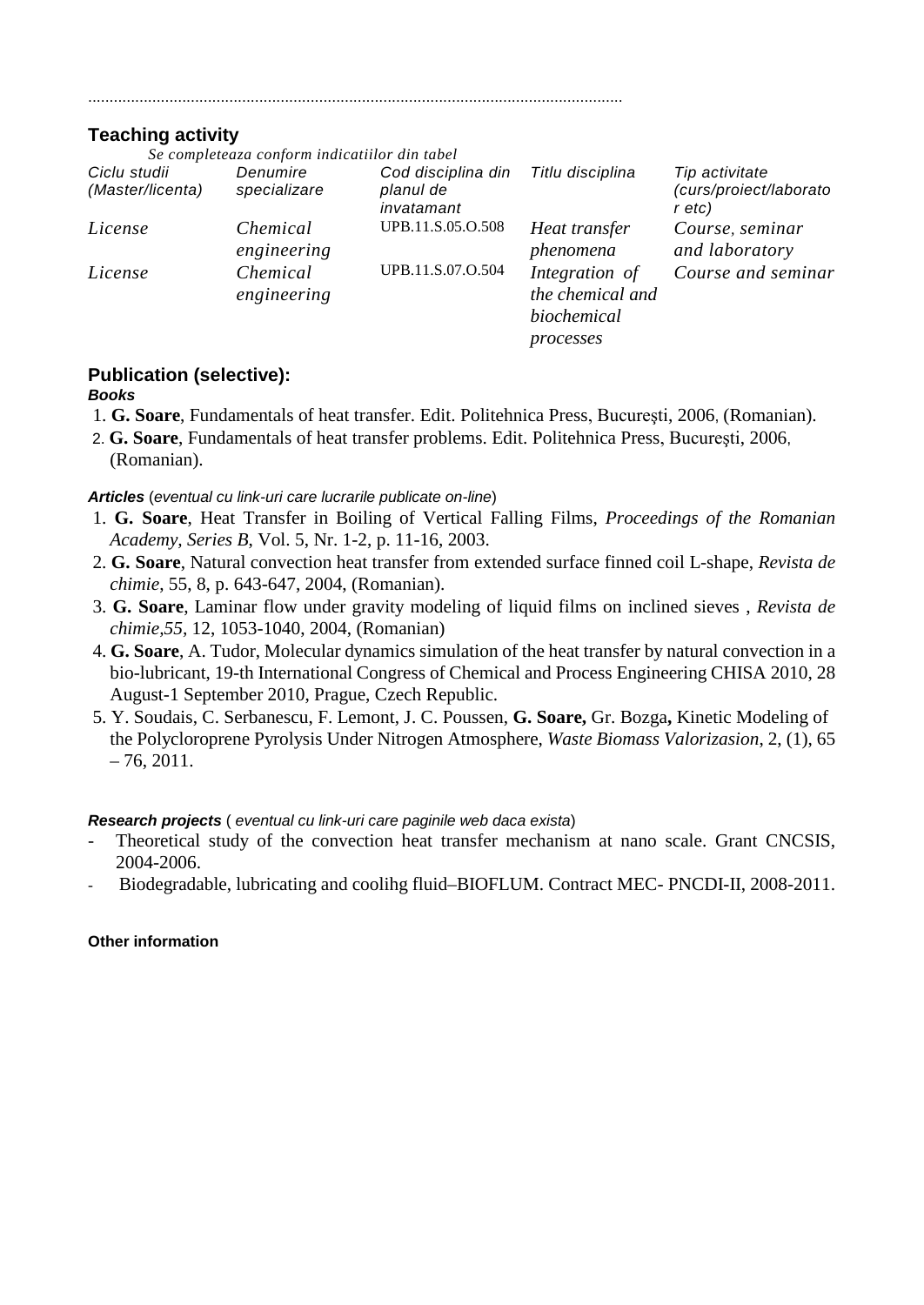...........................................................................................................................

## Teaching activity

*Se completeaza conform indicatiilor din tabel*

| *Ciclu studii (Master/licenta)* | *Denumire specializare* | *Cod disciplina din planul de invatamant* | *Titlu disciplina* | *Tip activitate (curs/proiect/laborator etc)* |
|---|---|---|---|---|
| *License* | *Chemical engineering* | UPB.11.S.05.O.508 | *Heat transfer phenomena* | *Course, seminar and laboratory* |
| *License* | *Chemical engineering* | UPB.11.S.07.O.504 | *Integration of the chemical and biochemical processes* | *Course and seminar* |

## Publication (selective):

***Books***

1. **G. Soare**, Fundamentals of heat transfer. Edit. Politehnica Press, Bucureşti, 2006, (Romanian).
2. **G. Soare**, Fundamentals of heat transfer problems. Edit. Politehnica Press, Bucureşti, 2006, (Romanian).

***Articles*** (*eventual cu link-uri care lucrarile publicate on-line*)

1. **G. Soare**, Heat Transfer in Boiling of Vertical Falling Films, *Proceedings of the Romanian Academy, Series B*, Vol. 5, Nr. 1-2, p. 11-16, 2003.
2. **G. Soare**, Natural convection heat transfer from extended surface finned coil L-shape, *Revista de chimie*, 55, 8, p. 643-647, 2004, (Romanian).
3. **G. Soare**, Laminar flow under gravity modeling of liquid films on inclined sieves , *Revista de chimie,55*, 12, 1053-1040, 2004, (Romanian)
4. **G. Soare**, A. Tudor, Molecular dynamics simulation of the heat transfer by natural convection in a bio-lubricant, 19-th International Congress of Chemical and Process Engineering CHISA 2010, 28 August-1 September 2010, Prague, Czech Republic.
5. Y. Soudais, C. Serbanescu, F. Lemont, J. C. Poussen, **G. Soare,** Gr. Bozga**,** Kinetic Modeling of the Polycloroprene Pyrolysis Under Nitrogen Atmosphere, *Waste Biomass Valorizasion*, 2, (1), 65 – 76, 2011.

***Research projects*** ( *eventual cu link-uri care paginile web daca exista*)

- Theoretical study of the convection heat transfer mechanism at nano scale. Grant CNCSIS, 2004-2006.
- Biodegradable, lubricating and coolihg fluid–BIOFLUM. Contract MEC- PNCDI-II, 2008-2011.

**Other information**